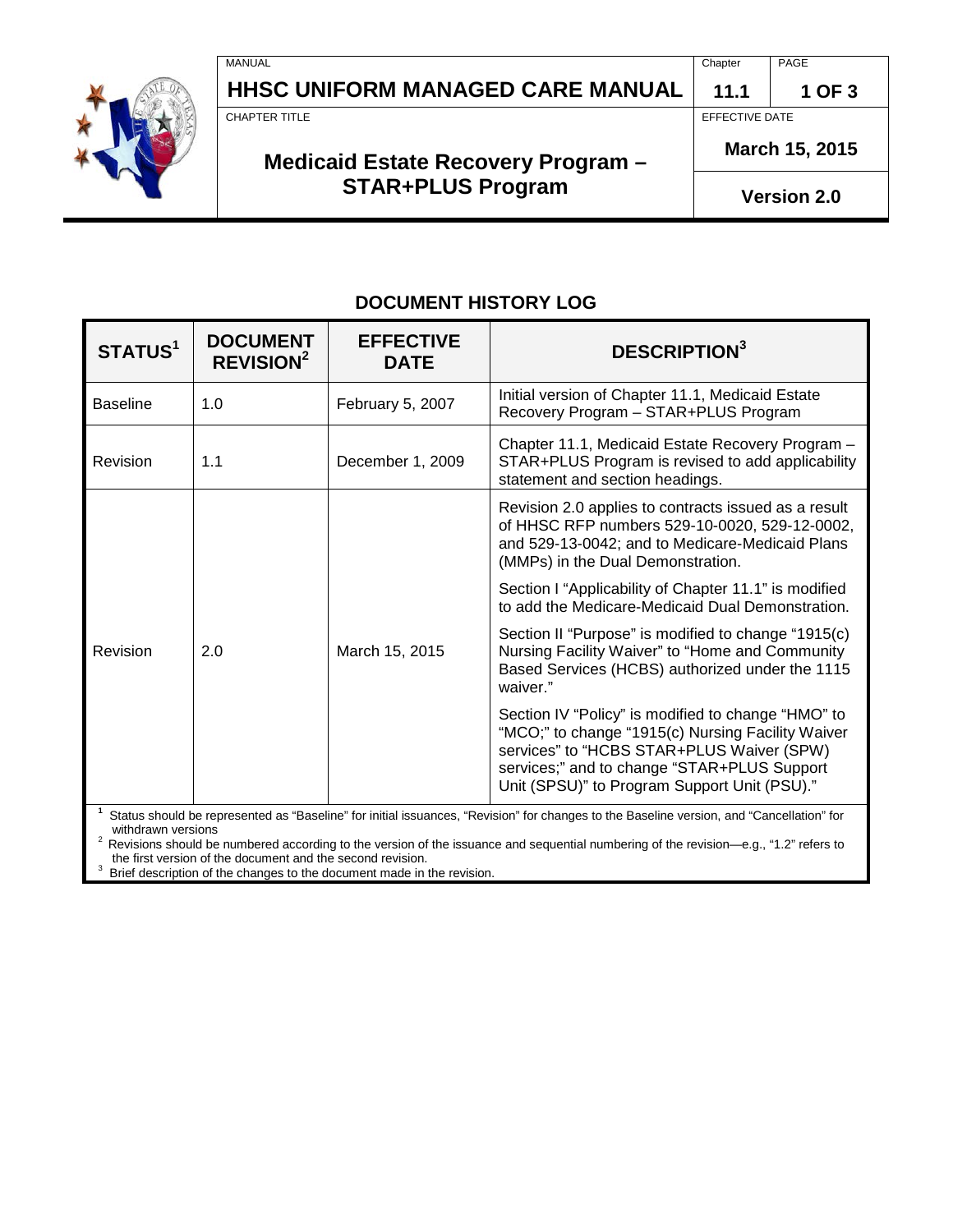# HHSC UNIFORM MANAGED CARE MANUAL

Chapter 11.1

## Medicaid Estate Recovery Program – STAR+PLUS Program

EFFECTIVE DATE: March 15, 2015

Version 2.0

### DOCUMENT HISTORY LOG

| STATUS[1] | DOCUMENT REVISION[2] | EFFECTIVE DATE | DESCRIPTION[3] |
|---|---|---|---|
| Baseline | 1.0 | February 5, 2007 | Initial version of Chapter 11.1, Medicaid Estate Recovery Program – STAR+PLUS Program |
| Revision | 1.1 | December 1, 2009 | Chapter 11.1, Medicaid Estate Recovery Program – STAR+PLUS Program is revised to add applicability statement and section headings. |
| Revision | 2.0 | March 15, 2015 | Revision 2.0 applies to contracts issued as a result of HHSC RFP numbers 529-10-0020, 529-12-0002, and 529-13-0042; and to Medicare-Medicaid Plans (MMPs) in the Dual Demonstration.<br><br>Section I "Applicability of Chapter 11.1" is modified to add the Medicare-Medicaid Dual Demonstration.<br><br>Section II "Purpose" is modified to change "1915(c) Nursing Facility Waiver" to "Home and Community Based Services (HCBS) authorized under the 1115 waiver."<br><br>Section IV "Policy" is modified to change "HMO" to "MCO;" to change "1915(c) Nursing Facility Waiver services" to "HCBS STAR+PLUS Waiver (SPW) services;" and to change "STAR+PLUS Support Unit (SPSU)" to Program Support Unit (PSU)." |

[1] Status should be represented as "Baseline" for initial issuances, "Revision" for changes to the Baseline version, and "Cancellation" for withdrawn versions

[2] Revisions should be numbered according to the version of the issuance and sequential numbering of the revision—e.g., "1.2" refers to the first version of the document and the second revision.

[3] Brief description of the changes to the document made in the revision.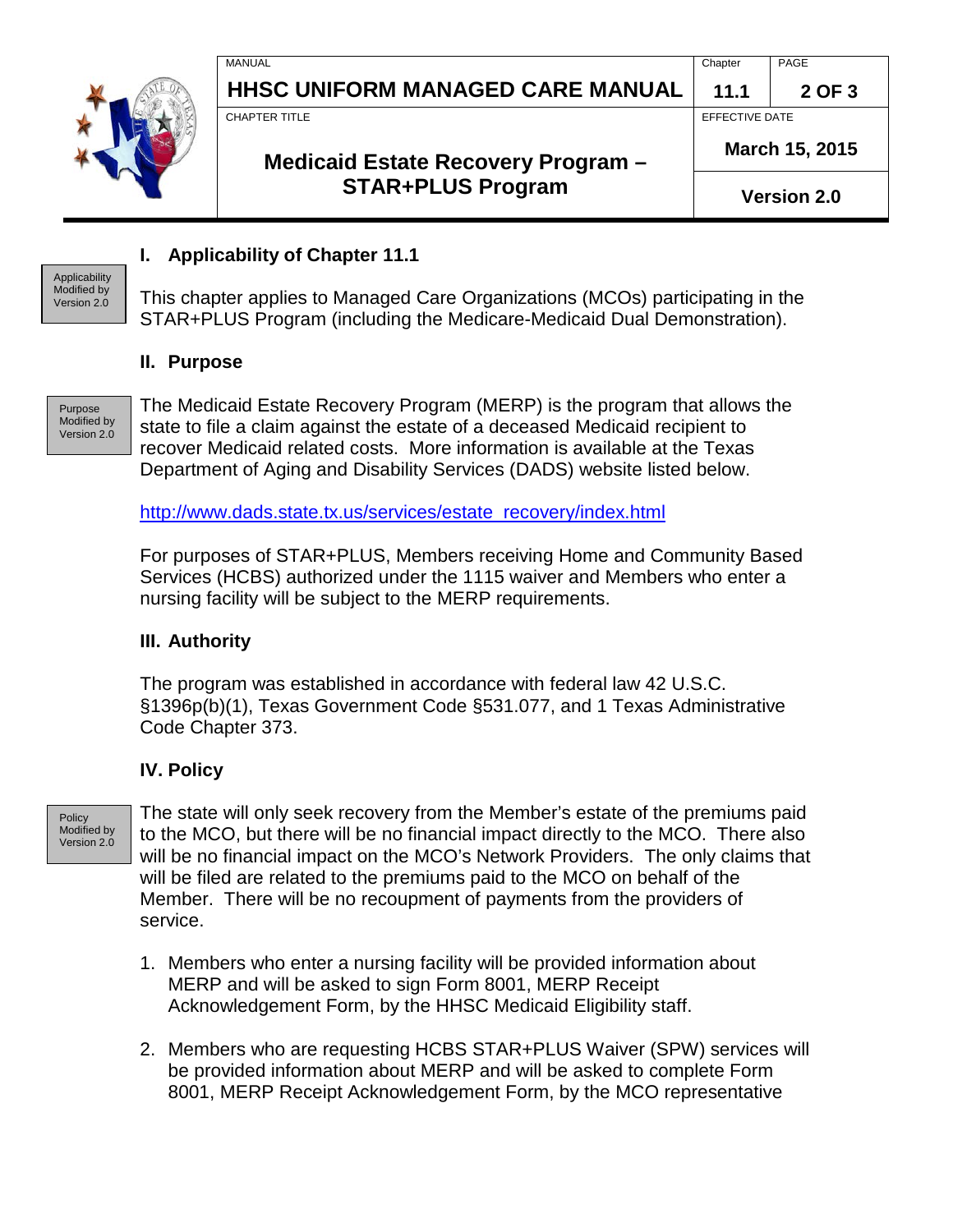## I. Applicability of Chapter 11.1

Applicability Modified by Version 2.0

This chapter applies to Managed Care Organizations (MCOs) participating in the STAR+PLUS Program (including the Medicare-Medicaid Dual Demonstration).

## II. Purpose

Purpose Modified by Version 2.0

The Medicaid Estate Recovery Program (MERP) is the program that allows the state to file a claim against the estate of a deceased Medicaid recipient to recover Medicaid related costs. More information is available at the Texas Department of Aging and Disability Services (DADS) website listed below.

http://www.dads.state.tx.us/services/estate_recovery/index.html

For purposes of STAR+PLUS, Members receiving Home and Community Based Services (HCBS) authorized under the 1115 waiver and Members who enter a nursing facility will be subject to the MERP requirements.

## III. Authority

The program was established in accordance with federal law 42 U.S.C. §1396p(b)(1), Texas Government Code §531.077, and 1 Texas Administrative Code Chapter 373.

## IV. Policy

Policy Modified by Version 2.0

The state will only seek recovery from the Member's estate of the premiums paid to the MCO, but there will be no financial impact directly to the MCO. There also will be no financial impact on the MCO's Network Providers. The only claims that will be filed are related to the premiums paid to the MCO on behalf of the Member. There will be no recoupment of payments from the providers of service.

1. Members who enter a nursing facility will be provided information about MERP and will be asked to sign Form 8001, MERP Receipt Acknowledgement Form, by the HHSC Medicaid Eligibility staff.

2. Members who are requesting HCBS STAR+PLUS Waiver (SPW) services will be provided information about MERP and will be asked to complete Form 8001, MERP Receipt Acknowledgement Form, by the MCO representative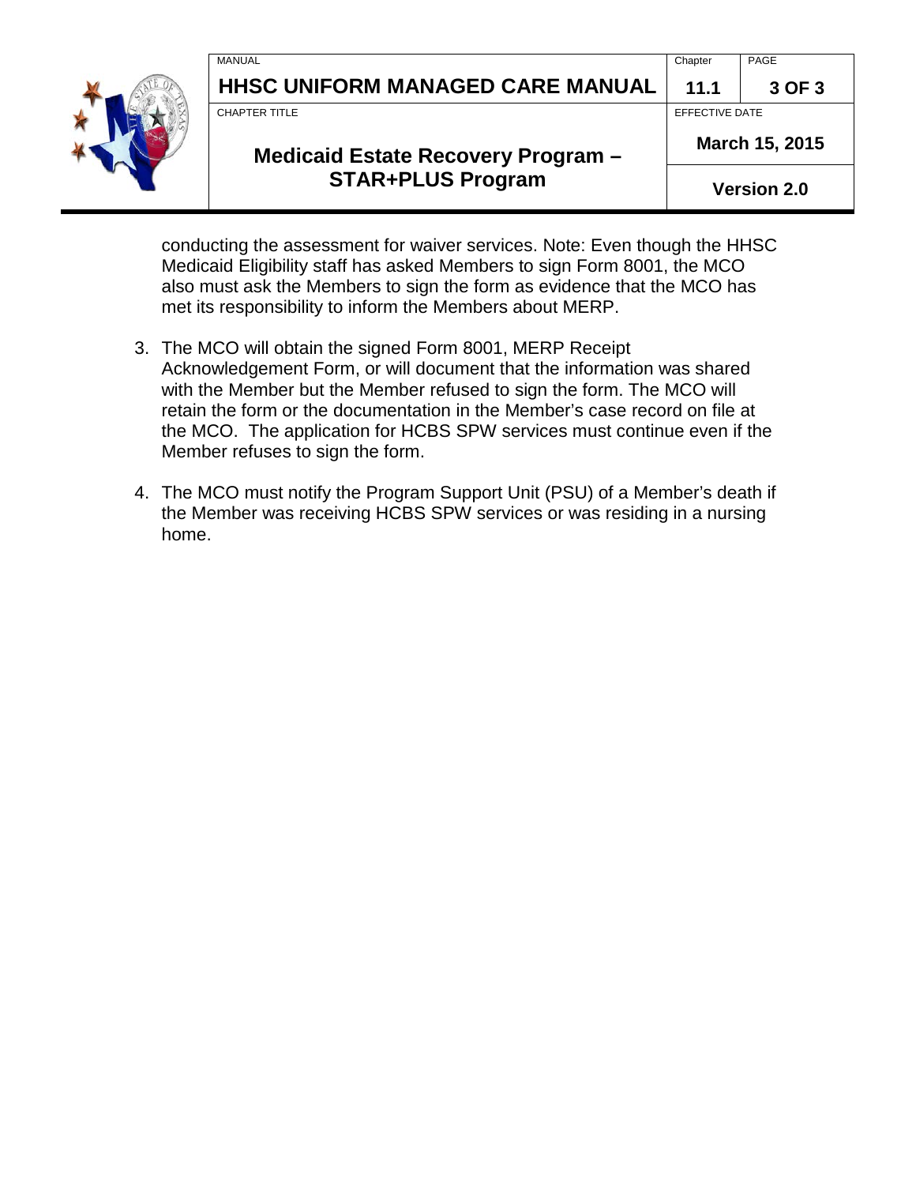conducting the assessment for waiver services. Note: Even though the HHSC Medicaid Eligibility staff has asked Members to sign Form 8001, the MCO also must ask the Members to sign the form as evidence that the MCO has met its responsibility to inform the Members about MERP.

3. The MCO will obtain the signed Form 8001, MERP Receipt Acknowledgement Form, or will document that the information was shared with the Member but the Member refused to sign the form. The MCO will retain the form or the documentation in the Member's case record on file at the MCO. The application for HCBS SPW services must continue even if the Member refuses to sign the form.

4. The MCO must notify the Program Support Unit (PSU) of a Member's death if the Member was receiving HCBS SPW services or was residing in a nursing home.